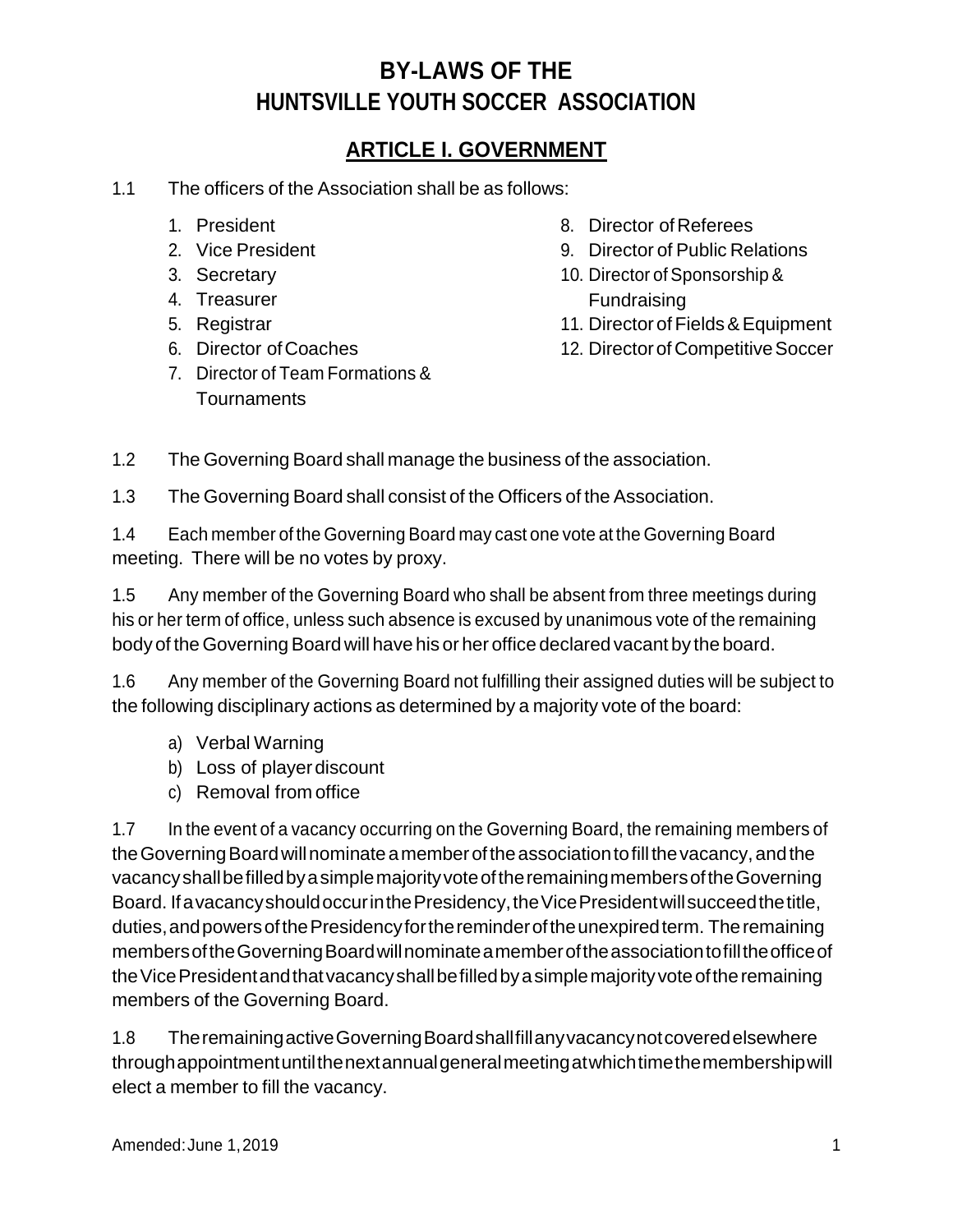# BY-LAWS OF THE
# HUNTSVILLE YOUTH SOCCER ASSOCIATION

## ARTICLE I. GOVERNMENT

1.1 The officers of the Association shall be as follows:

1. President
2. Vice President
3. Secretary
4. Treasurer
5. Registrar
6. Director of Coaches
7. Director of Team Formations & Tournaments
8. Director of Referees
9. Director of Public Relations
10. Director of Sponsorship & Fundraising
11. Director of Fields & Equipment
12. Director of Competitive Soccer

1.2 The Governing Board shall manage the business of the association.

1.3 The Governing Board shall consist of the Officers of the Association.

1.4 Each member of the Governing Board may cast one vote at the Governing Board meeting. There will be no votes by proxy.

1.5 Any member of the Governing Board who shall be absent from three meetings during his or her term of office, unless such absence is excused by unanimous vote of the remaining body of the Governing Board will have his or her office declared vacant by the board.

1.6 Any member of the Governing Board not fulfilling their assigned duties will be subject to the following disciplinary actions as determined by a majority vote of the board:

a) Verbal Warning
b) Loss of player discount
c) Removal from office

1.7 In the event of a vacancy occurring on the Governing Board, the remaining members of the Governing Board will nominate a member of the association to fill the vacancy, and the vacancy shall be filled by a simple majority vote of the remaining members of the Governing Board. If a vacancy should occur in the Presidency, the Vice President will succeed the title, duties, and powers of the Presidency for the reminder of the unexpired term. The remaining members of the Governing Board will nominate a member of the association to fill the office of the Vice President and that vacancy shall be filled by a simple majority vote of the remaining members of the Governing Board.

1.8 The remaining active Governing Board shall fill any vacancy not covered elsewhere through appointment until the next annual general meeting at which time the membership will elect a member to fill the vacancy.

Amended: June 1, 2019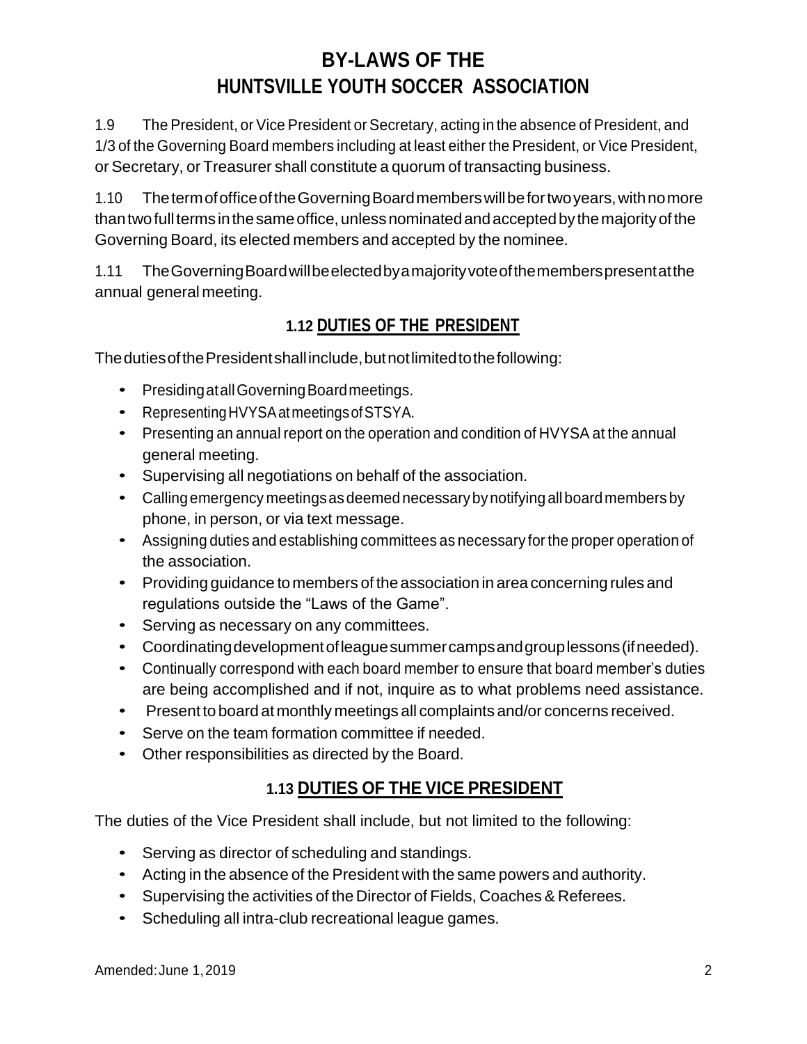# BY-LAWS OF THE HUNTSVILLE YOUTH SOCCER ASSOCIATION

1.9 The President, or Vice President or Secretary, acting in the absence of President, and 1/3 of the Governing Board members including at least either the President, or Vice President, or Secretary, or Treasurer shall constitute a quorum of transacting business.

1.10 The term of office of the Governing Board members will be for two years, with no more than two full terms in the same office, unless nominated and accepted by the majority of the Governing Board, its elected members and accepted by the nominee.

1.11 The Governing Board will be elected by a majority vote of the members present at the annual general meeting.

## 1.12 DUTIES OF THE PRESIDENT

The duties of the President shall include, but not limited to the following:

- Presiding at all Governing Board meetings.
- Representing HVYSA at meetings of STSYA.
- Presenting an annual report on the operation and condition of HVYSA at the annual general meeting.
- Supervising all negotiations on behalf of the association.
- Calling emergency meetings as deemed necessary by notifying all board members by phone, in person, or via text message.
- Assigning duties and establishing committees as necessary for the proper operation of the association.
- Providing guidance to members of the association in area concerning rules and regulations outside the "Laws of the Game".
- Serving as necessary on any committees.
- Coordinating development of league summer camps and group lessons (if needed).
- Continually correspond with each board member to ensure that board member's duties are being accomplished and if not, inquire as to what problems need assistance.
- Present to board at monthly meetings all complaints and/or concerns received.
- Serve on the team formation committee if needed.
- Other responsibilities as directed by the Board.

## 1.13 DUTIES OF THE VICE PRESIDENT

The duties of the Vice President shall include, but not limited to the following:

- Serving as director of scheduling and standings.
- Acting in the absence of the President with the same powers and authority.
- Supervising the activities of the Director of Fields, Coaches & Referees.
- Scheduling all intra-club recreational league games.

Amended: June 1, 2019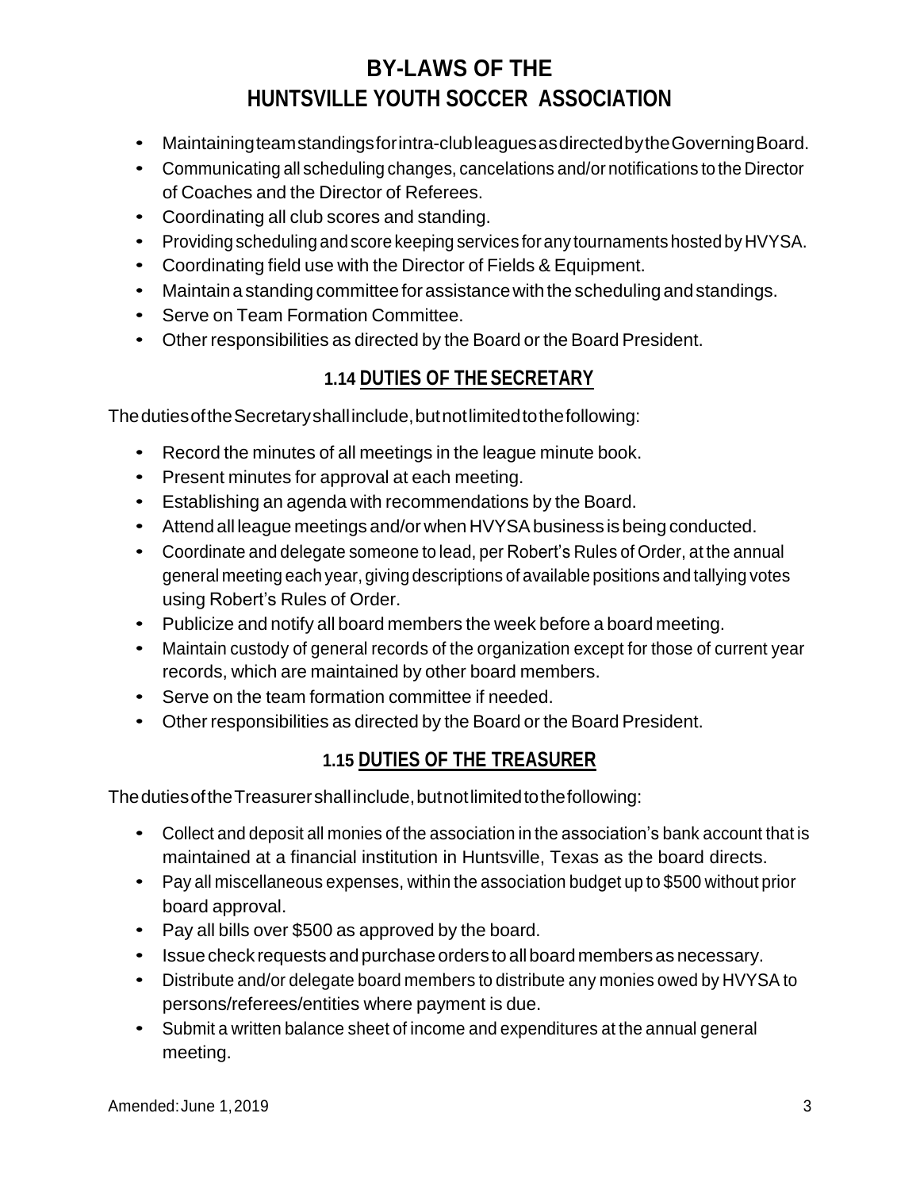- Maintaining team standings for intra-club leagues as directed by the Governing Board.
- Communicating all scheduling changes, cancelations and/or notifications to the Director of Coaches and the Director of Referees.
- Coordinating all club scores and standing.
- Providing scheduling and score keeping services for any tournaments hosted by HVYSA.
- Coordinating field use with the Director of Fields & Equipment.
- Maintain a standing committee for assistance with the scheduling and standings.
- Serve on Team Formation Committee.
- Other responsibilities as directed by the Board or the Board President.

## 1.14 DUTIES OF THE SECRETARY

The duties of the Secretary shall include, but not limited to the following:

- Record the minutes of all meetings in the league minute book.
- Present minutes for approval at each meeting.
- Establishing an agenda with recommendations by the Board.
- Attend all league meetings and/or when HVYSA business is being conducted.
- Coordinate and delegate someone to lead, per Robert's Rules of Order, at the annual general meeting each year, giving descriptions of available positions and tallying votes using Robert's Rules of Order.
- Publicize and notify all board members the week before a board meeting.
- Maintain custody of general records of the organization except for those of current year records, which are maintained by other board members.
- Serve on the team formation committee if needed.
- Other responsibilities as directed by the Board or the Board President.

## 1.15 DUTIES OF THE TREASURER

The duties of the Treasurer shall include, but not limited to the following:

- Collect and deposit all monies of the association in the association's bank account that is maintained at a financial institution in Huntsville, Texas as the board directs.
- Pay all miscellaneous expenses, within the association budget up to $500 without prior board approval.
- Pay all bills over $500 as approved by the board.
- Issue check requests and purchase orders to all board members as necessary.
- Distribute and/or delegate board members to distribute any monies owed by HVYSA to persons/referees/entities where payment is due.
- Submit a written balance sheet of income and expenditures at the annual general meeting.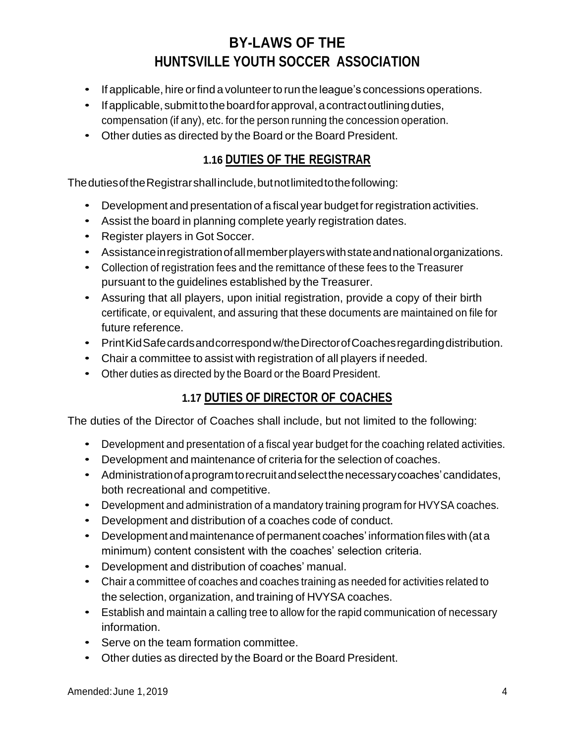- If applicable, hire or find a volunteer to run the league's concessions operations.
- If applicable, submit to the board for approval, a contract outlining duties, compensation (if any), etc. for the person running the concession operation.
- Other duties as directed by the Board or the Board President.

### 1.16 DUTIES OF THE REGISTRAR

The duties of the Registrar shall include, but not limited to the following:

- Development and presentation of a fiscal year budget for registration activities.
- Assist the board in planning complete yearly registration dates.
- Register players in Got Soccer.
- Assistance in registration of all member players with state and national organizations.
- Collection of registration fees and the remittance of these fees to the Treasurer pursuant to the guidelines established by the Treasurer.
- Assuring that all players, upon initial registration, provide a copy of their birth certificate, or equivalent, and assuring that these documents are maintained on file for future reference.
- Print KidSafe cards and correspond w/the Director of Coaches regarding distribution.
- Chair a committee to assist with registration of all players if needed.
- Other duties as directed by the Board or the Board President.

### 1.17 DUTIES OF DIRECTOR OF COACHES

The duties of the Director of Coaches shall include, but not limited to the following:

- Development and presentation of a fiscal year budget for the coaching related activities.
- Development and maintenance of criteria for the selection of coaches.
- Administration of a program to recruit and select the necessary coaches' candidates, both recreational and competitive.
- Development and administration of a mandatory training program for HVYSA coaches.
- Development and distribution of a coaches code of conduct.
- Development and maintenance of permanent coaches' information files with (at a minimum) content consistent with the coaches' selection criteria.
- Development and distribution of coaches' manual.
- Chair a committee of coaches and coaches training as needed for activities related to the selection, organization, and training of HVYSA coaches.
- Establish and maintain a calling tree to allow for the rapid communication of necessary information.
- Serve on the team formation committee.
- Other duties as directed by the Board or the Board President.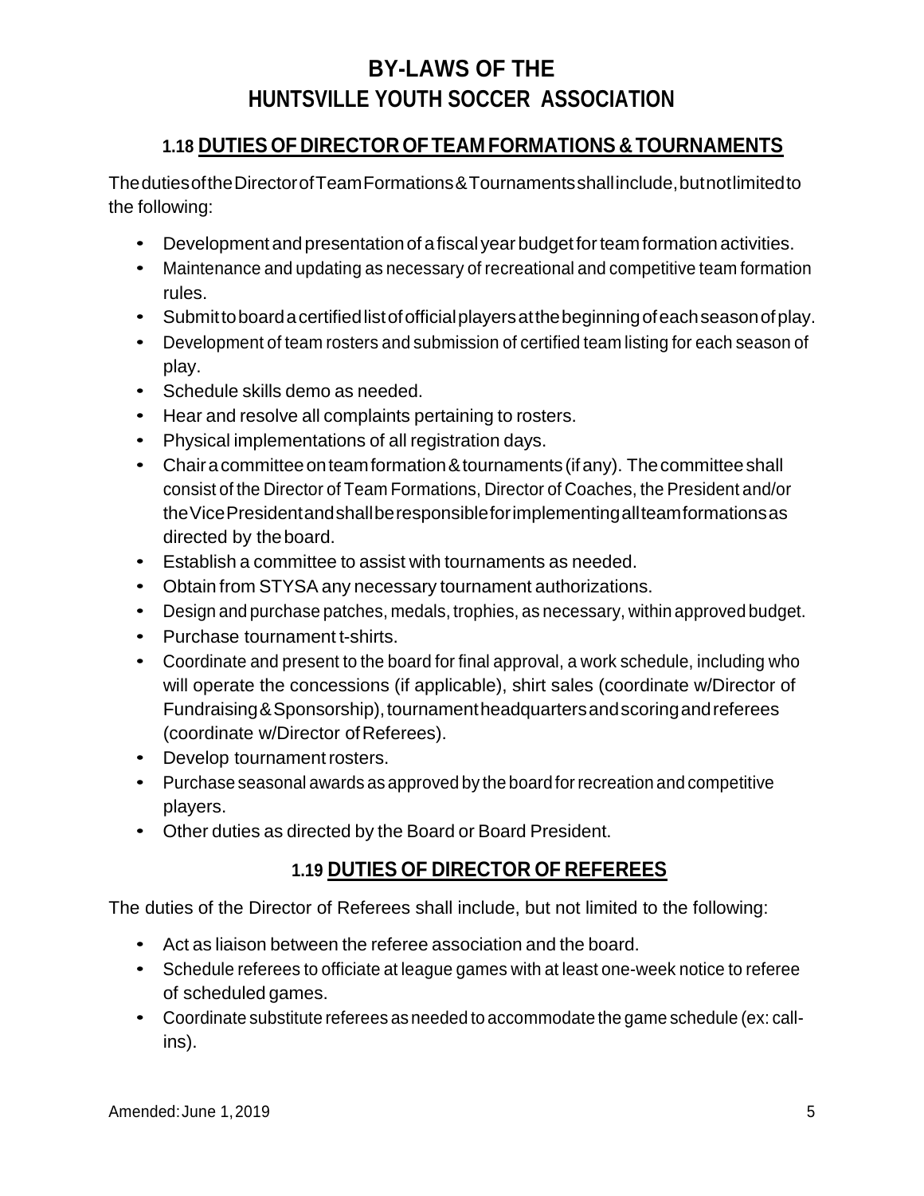# BY-LAWS OF THE HUNTSVILLE YOUTH SOCCER ASSOCIATION

## 1.18 DUTIES OF DIRECTOR OF TEAM FORMATIONS & TOURNAMENTS

The duties of the Director of Team Formations & Tournaments shall include, but not limited to the following:

- Development and presentation of a fiscal year budget for team formation activities.
- Maintenance and updating as necessary of recreational and competitive team formation rules.
- Submit to board a certified list of official players at the beginning of each season of play.
- Development of team rosters and submission of certified team listing for each season of play.
- Schedule skills demo as needed.
- Hear and resolve all complaints pertaining to rosters.
- Physical implementations of all registration days.
- Chair a committee on team formation & tournaments (if any). The committee shall consist of the Director of Team Formations, Director of Coaches, the President and/or the Vice President and shall be responsible for implementing all team formations as directed by the board.
- Establish a committee to assist with tournaments as needed.
- Obtain from STYSA any necessary tournament authorizations.
- Design and purchase patches, medals, trophies, as necessary, within approved budget.
- Purchase tournament t-shirts.
- Coordinate and present to the board for final approval, a work schedule, including who will operate the concessions (if applicable), shirt sales (coordinate w/Director of Fundraising & Sponsorship), tournament headquarters and scoring and referees (coordinate w/Director of Referees).
- Develop tournament rosters.
- Purchase seasonal awards as approved by the board for recreation and competitive players.
- Other duties as directed by the Board or Board President.

## 1.19 DUTIES OF DIRECTOR OF REFEREES

The duties of the Director of Referees shall include, but not limited to the following:

- Act as liaison between the referee association and the board.
- Schedule referees to officiate at league games with at least one-week notice to referee of scheduled games.
- Coordinate substitute referees as needed to accommodate the game schedule (ex: call-ins).

Amended: June 1, 2019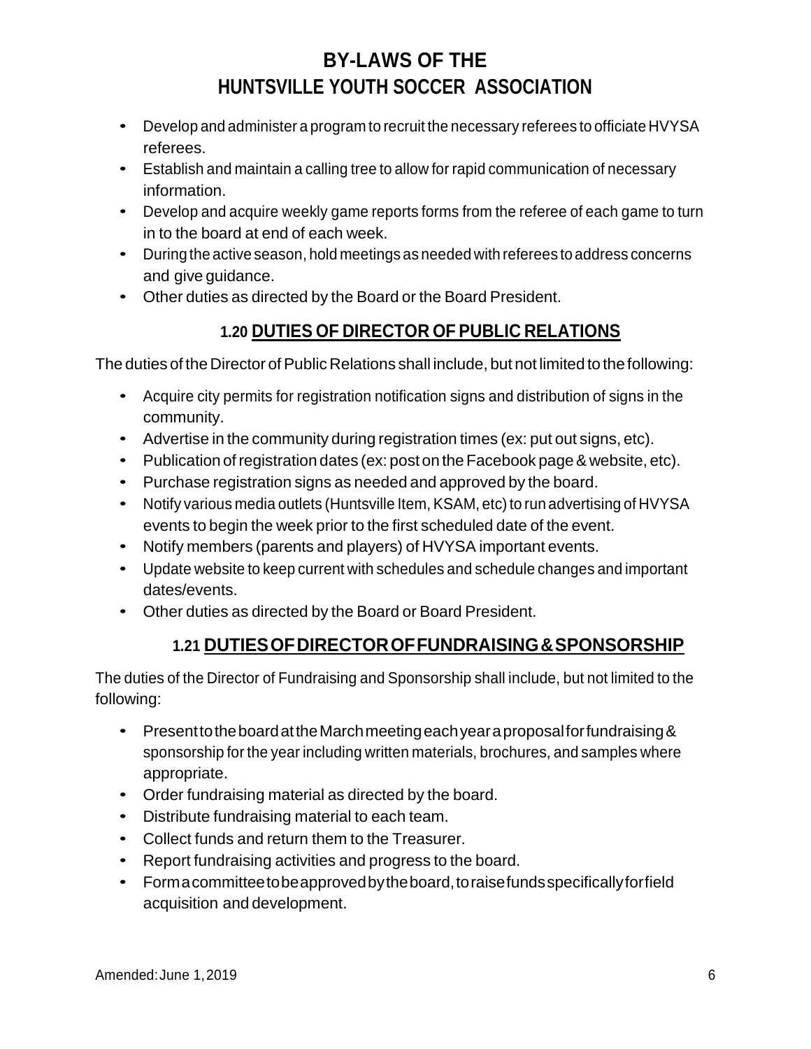- Develop and administer a program to recruit the necessary referees to officiate HVYSA referees.
- Establish and maintain a calling tree to allow for rapid communication of necessary information.
- Develop and acquire weekly game reports forms from the referee of each game to turn in to the board at end of each week.
- During the active season, hold meetings as needed with referees to address concerns and give guidance.
- Other duties as directed by the Board or the Board President.

## 1.20 DUTIES OF DIRECTOR OF PUBLIC RELATIONS

The duties of the Director of Public Relations shall include, but not limited to the following:

- Acquire city permits for registration notification signs and distribution of signs in the community.
- Advertise in the community during registration times (ex: put out signs, etc).
- Publication of registration dates (ex: post on the Facebook page & website, etc).
- Purchase registration signs as needed and approved by the board.
- Notify various media outlets (Huntsville Item, KSAM, etc) to run advertising of HVYSA events to begin the week prior to the first scheduled date of the event.
- Notify members (parents and players) of HVYSA important events.
- Update website to keep current with schedules and schedule changes and important dates/events.
- Other duties as directed by the Board or Board President.

## 1.21 DUTIES OF DIRECTOR OF FUNDRAISING & SPONSORSHIP

The duties of the Director of Fundraising and Sponsorship shall include, but not limited to the following:

- Present to the board at the March meeting each year a proposal for fundraising & sponsorship for the year including written materials, brochures, and samples where appropriate.
- Order fundraising material as directed by the board.
- Distribute fundraising material to each team.
- Collect funds and return them to the Treasurer.
- Report fundraising activities and progress to the board.
- Form a committee to be approved by the board, to raise funds specifically for field acquisition and development.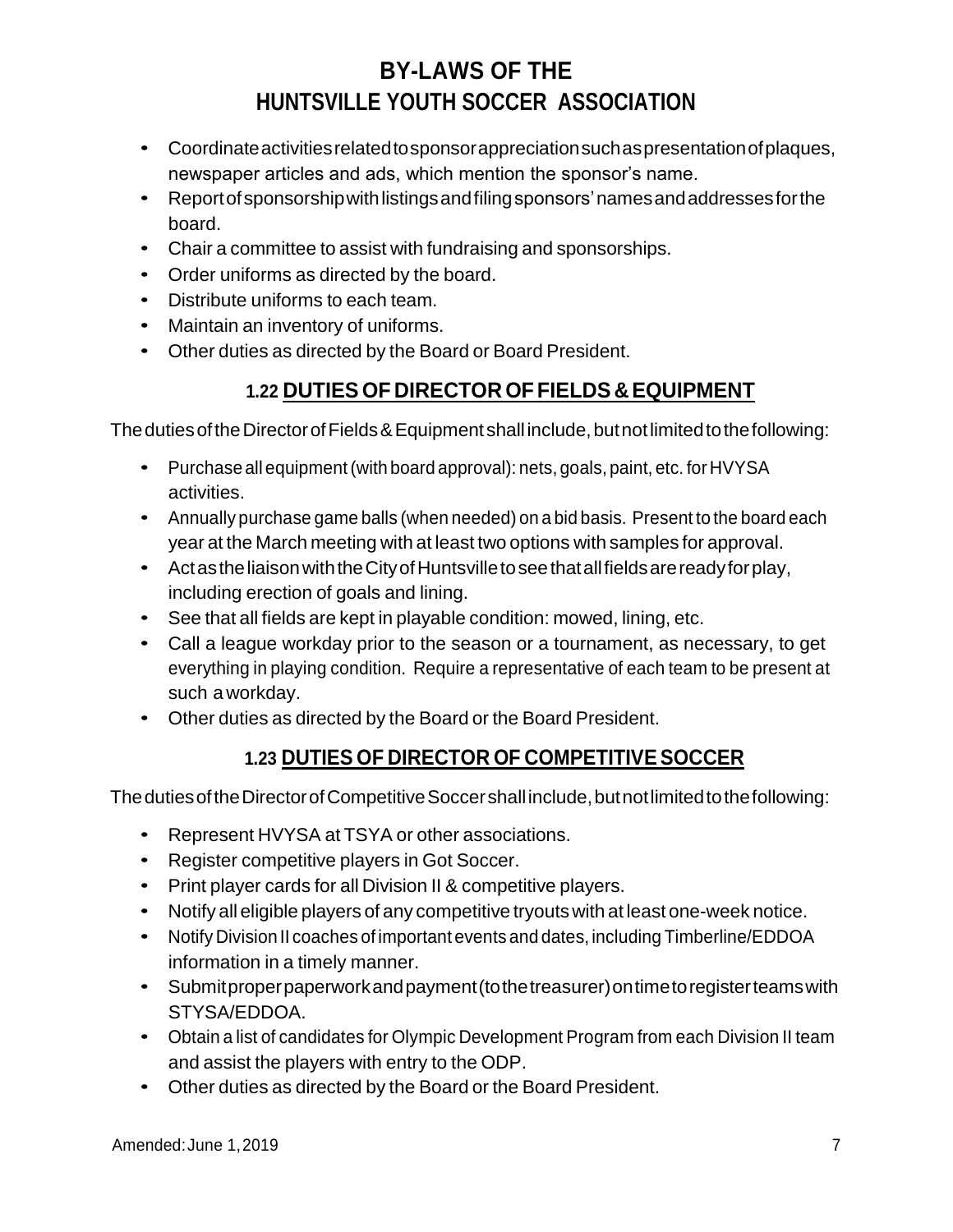- Coordinate activities related to sponsor appreciation such as presentation of plaques, newspaper articles and ads, which mention the sponsor's name.
- Report of sponsorship with listings and filing sponsors' names and addresses for the board.
- Chair a committee to assist with fundraising and sponsorships.
- Order uniforms as directed by the board.
- Distribute uniforms to each team.
- Maintain an inventory of uniforms.
- Other duties as directed by the Board or Board President.

## 1.22 DUTIES OF DIRECTOR OF FIELDS & EQUIPMENT

The duties of the Director of Fields & Equipment shall include, but not limited to the following:

- Purchase all equipment (with board approval): nets, goals, paint, etc. for HVYSA activities.
- Annually purchase game balls (when needed) on a bid basis. Present to the board each year at the March meeting with at least two options with samples for approval.
- Act as the liaison with the City of Huntsville to see that all fields are ready for play, including erection of goals and lining.
- See that all fields are kept in playable condition: mowed, lining, etc.
- Call a league workday prior to the season or a tournament, as necessary, to get everything in playing condition. Require a representative of each team to be present at such a workday.
- Other duties as directed by the Board or the Board President.

## 1.23 DUTIES OF DIRECTOR OF COMPETITIVE SOCCER

The duties of the Director of Competitive Soccer shall include, but not limited to the following:

- Represent HVYSA at TSYA or other associations.
- Register competitive players in Got Soccer.
- Print player cards for all Division II & competitive players.
- Notify all eligible players of any competitive tryouts with at least one-week notice.
- Notify Division II coaches of important events and dates, including Timberline/EDDOA information in a timely manner.
- Submit proper paperwork and payment (to the treasurer) on time to register teams with STYSA/EDDOA.
- Obtain a list of candidates for Olympic Development Program from each Division II team and assist the players with entry to the ODP.
- Other duties as directed by the Board or the Board President.

Amended: June 1, 2019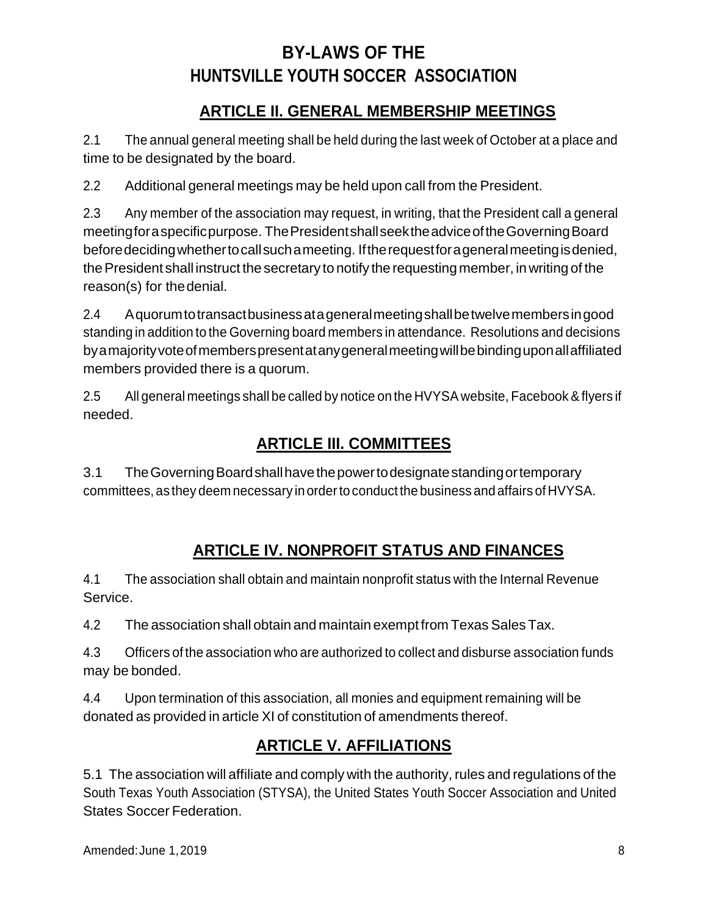# BY-LAWS OF THE HUNTSVILLE YOUTH SOCCER ASSOCIATION

## ARTICLE II. GENERAL MEMBERSHIP MEETINGS

2.1 The annual general meeting shall be held during the last week of October at a place and time to be designated by the board.

2.2 Additional general meetings may be held upon call from the President.

2.3 Any member of the association may request, in writing, that the President call a general meeting for a specific purpose. The President shall seek the advice of the Governing Board before deciding whether to call such a meeting. If the request for a general meeting is denied, the President shall instruct the secretary to notify the requesting member, in writing of the reason(s) for the denial.

2.4 A quorum to transact business at a general meeting shall be twelve members in good standing in addition to the Governing board members in attendance. Resolutions and decisions by a majority vote of members present at any general meeting will be binding upon all affiliated members provided there is a quorum.

2.5 All general meetings shall be called by notice on the HVYSA website, Facebook & flyers if needed.

## ARTICLE III. COMMITTEES

3.1 The Governing Board shall have the power to designate standing or temporary committees, as they deem necessary in order to conduct the business and affairs of HVYSA.

## ARTICLE IV. NONPROFIT STATUS AND FINANCES

4.1 The association shall obtain and maintain nonprofit status with the Internal Revenue Service.

4.2 The association shall obtain and maintain exempt from Texas Sales Tax.

4.3 Officers of the association who are authorized to collect and disburse association funds may be bonded.

4.4 Upon termination of this association, all monies and equipment remaining will be donated as provided in article XI of constitution of amendments thereof.

## ARTICLE V. AFFILIATIONS

5.1 The association will affiliate and comply with the authority, rules and regulations of the South Texas Youth Association (STYSA), the United States Youth Soccer Association and United States Soccer Federation.

Amended: June 1, 2019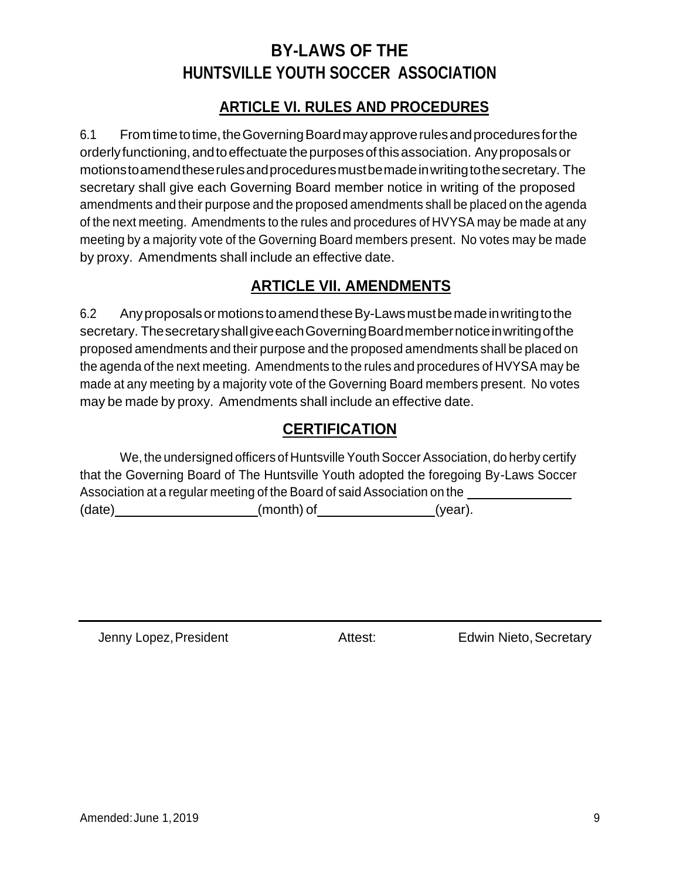# BY-LAWS OF THE HUNTSVILLE YOUTH SOCCER ASSOCIATION

## ARTICLE VI. RULES AND PROCEDURES

6.1 From time to time, the Governing Board may approve rules and procedures for the orderly functioning, and to effectuate the purposes of this association. Any proposals or motions to amend these rules and procedures must be made in writing to the secretary. The secretary shall give each Governing Board member notice in writing of the proposed amendments and their purpose and the proposed amendments shall be placed on the agenda of the next meeting. Amendments to the rules and procedures of HVYSA may be made at any meeting by a majority vote of the Governing Board members present. No votes may be made by proxy. Amendments shall include an effective date.

## ARTICLE VII. AMENDMENTS

6.2 Any proposals or motions to amend these By-Laws must be made in writing to the secretary. The secretary shall give each Governing Board member notice in writing of the proposed amendments and their purpose and the proposed amendments shall be placed on the agenda of the next meeting. Amendments to the rules and procedures of HVYSA may be made at any meeting by a majority vote of the Governing Board members present. No votes may be made by proxy. Amendments shall include an effective date.

## CERTIFICATION

We, the undersigned officers of Huntsville Youth Soccer Association, do herby certify that the Governing Board of The Huntsville Youth adopted the foregoing By-Laws Soccer Association at a regular meeting of the Board of said Association on the ______________ (date)____________________(month) of________________(year).

Jenny Lopez, President    Attest:    Edwin Nieto, Secretary

Amended: June 1, 2019